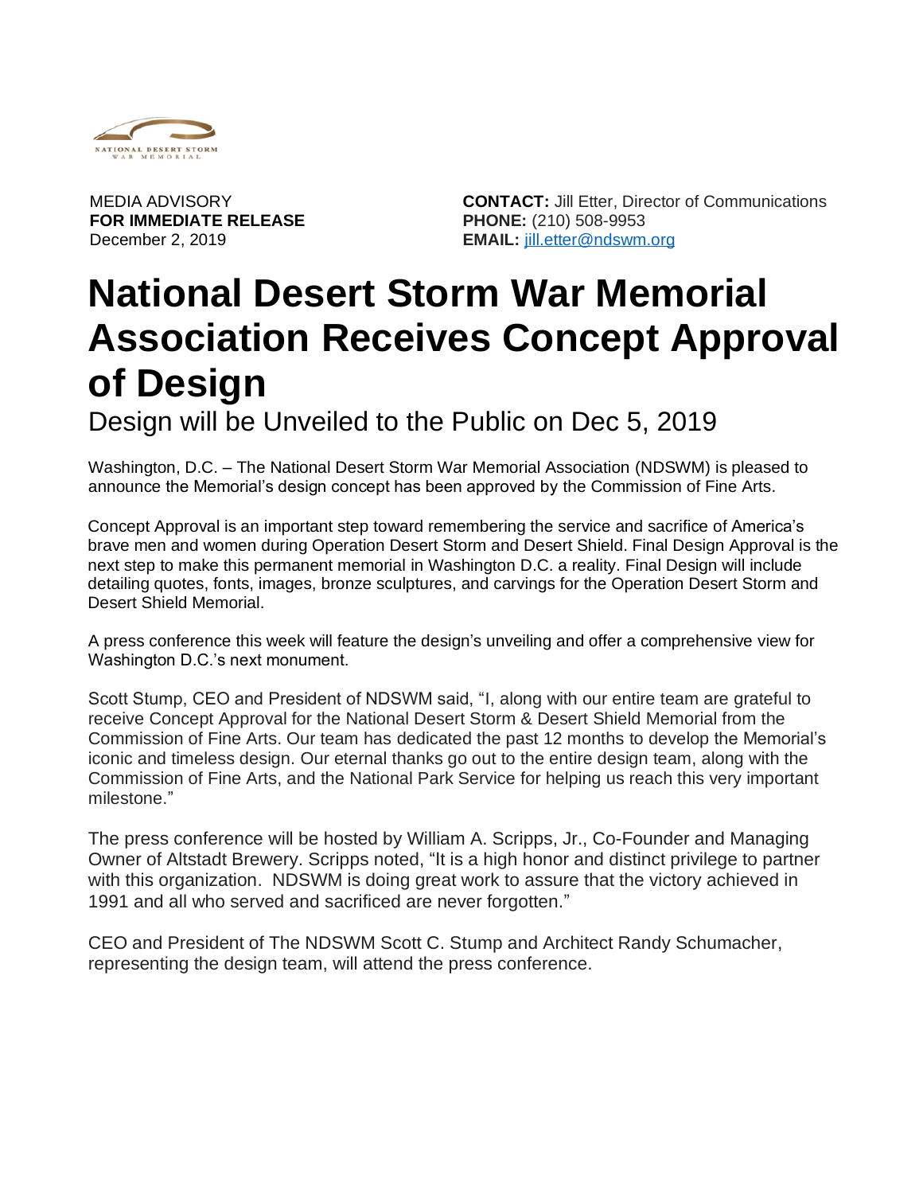NATIONAL DESERT STORM WAR MEMORIAL

MEDIA ADVISORY
**FOR IMMEDIATE RELEASE**
December 2, 2019

**CONTACT:** Jill Etter, Director of Communications
**PHONE:** (210) 508-9953
**EMAIL:** jill.etter@ndswm.org

# National Desert Storm War Memorial Association Receives Concept Approval of Design

## Design will be Unveiled to the Public on Dec 5, 2019

Washington, D.C. – The National Desert Storm War Memorial Association (NDSWM) is pleased to announce the Memorial's design concept has been approved by the Commission of Fine Arts.

Concept Approval is an important step toward remembering the service and sacrifice of America's brave men and women during Operation Desert Storm and Desert Shield. Final Design Approval is the next step to make this permanent memorial in Washington D.C. a reality. Final Design will include detailing quotes, fonts, images, bronze sculptures, and carvings for the Operation Desert Storm and Desert Shield Memorial.

A press conference this week will feature the design's unveiling and offer a comprehensive view for Washington D.C.'s next monument.

Scott Stump, CEO and President of NDSWM said, "I, along with our entire team are grateful to receive Concept Approval for the National Desert Storm & Desert Shield Memorial from the Commission of Fine Arts. Our team has dedicated the past 12 months to develop the Memorial's iconic and timeless design. Our eternal thanks go out to the entire design team, along with the Commission of Fine Arts, and the National Park Service for helping us reach this very important milestone."

The press conference will be hosted by William A. Scripps, Jr., Co-Founder and Managing Owner of Altstadt Brewery. Scripps noted, "It is a high honor and distinct privilege to partner with this organization. NDSWM is doing great work to assure that the victory achieved in 1991 and all who served and sacrificed are never forgotten."

CEO and President of The NDSWM Scott C. Stump and Architect Randy Schumacher, representing the design team, will attend the press conference.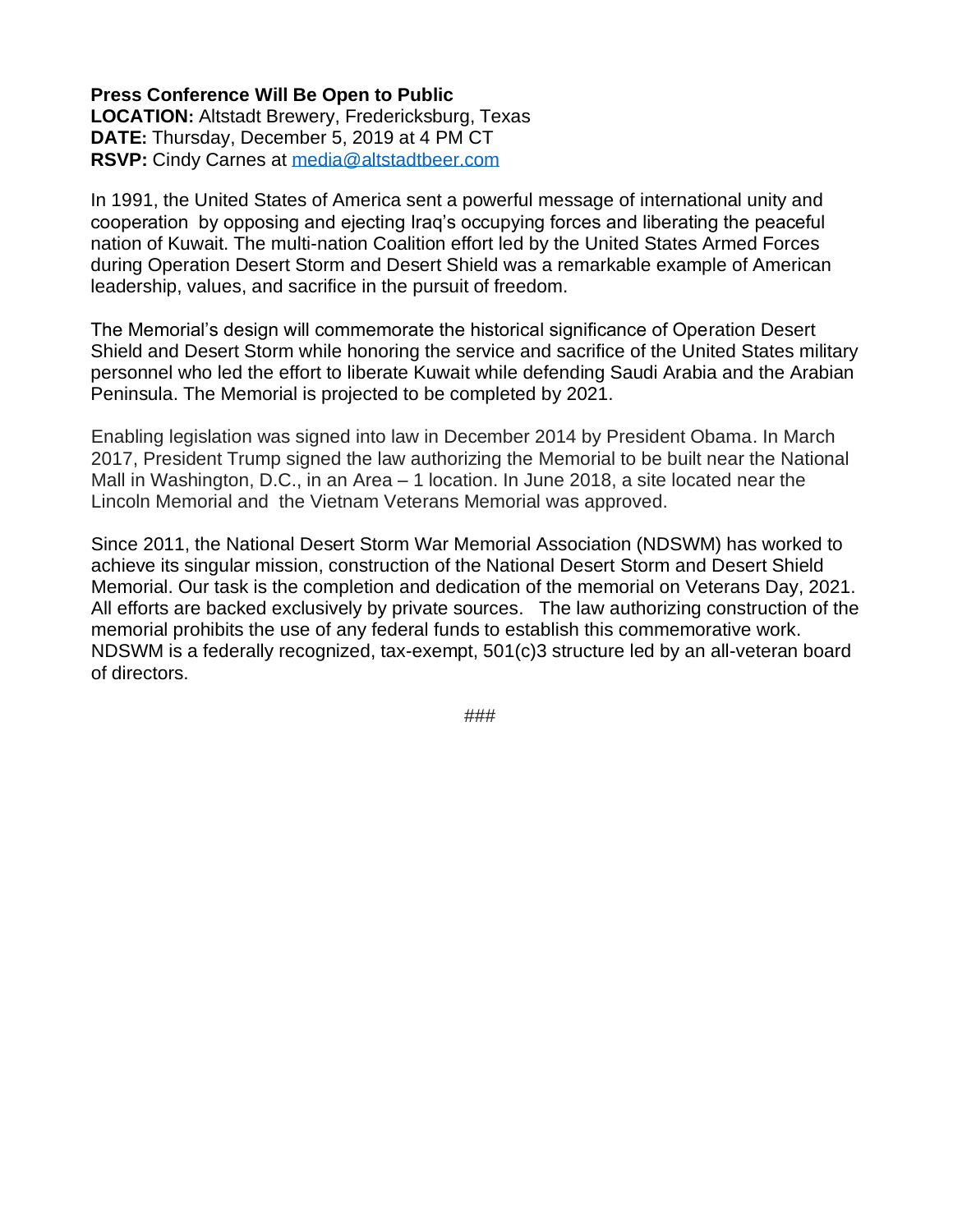**Press Conference Will Be Open to Public**
**LOCATION:** Altstadt Brewery, Fredericksburg, Texas
**DATE:** Thursday, December 5, 2019 at 4 PM CT
**RSVP:** Cindy Carnes at media@altstadtbeer.com

In 1991, the United States of America sent a powerful message of international unity and cooperation by opposing and ejecting Iraq's occupying forces and liberating the peaceful nation of Kuwait. The multi-nation Coalition effort led by the United States Armed Forces during Operation Desert Storm and Desert Shield was a remarkable example of American leadership, values, and sacrifice in the pursuit of freedom.

The Memorial's design will commemorate the historical significance of Operation Desert Shield and Desert Storm while honoring the service and sacrifice of the United States military personnel who led the effort to liberate Kuwait while defending Saudi Arabia and the Arabian Peninsula. The Memorial is projected to be completed by 2021.

Enabling legislation was signed into law in December 2014 by President Obama. In March 2017, President Trump signed the law authorizing the Memorial to be built near the National Mall in Washington, D.C., in an Area – 1 location. In June 2018, a site located near the Lincoln Memorial and the Vietnam Veterans Memorial was approved.

Since 2011, the National Desert Storm War Memorial Association (NDSWM) has worked to achieve its singular mission, construction of the National Desert Storm and Desert Shield Memorial. Our task is the completion and dedication of the memorial on Veterans Day, 2021. All efforts are backed exclusively by private sources. The law authorizing construction of the memorial prohibits the use of any federal funds to establish this commemorative work. NDSWM is a federally recognized, tax-exempt, 501(c)3 structure led by an all-veteran board of directors.

###